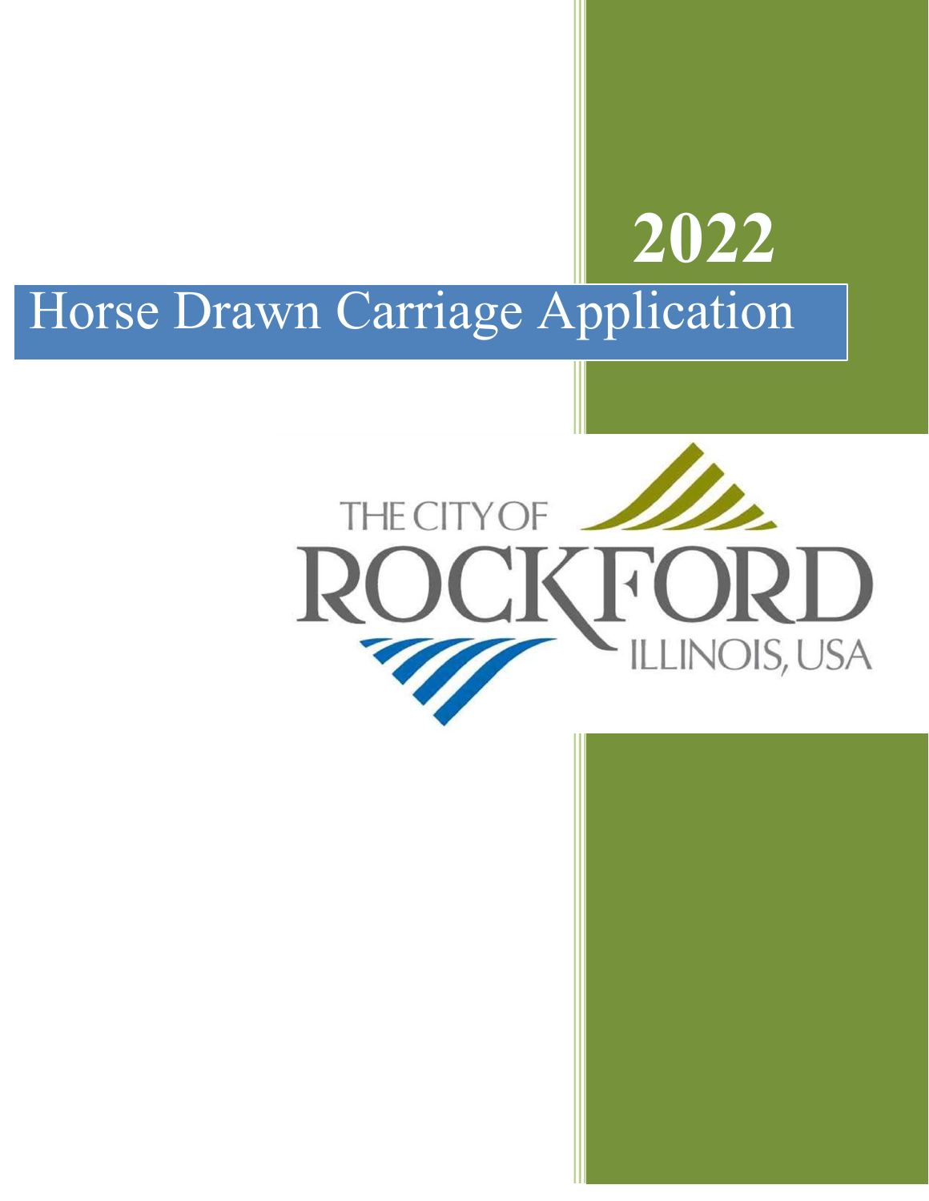# 2022

# Horse Drawn Carriage Application

THE CITY OF ROCKFORD ILLINOIS, USA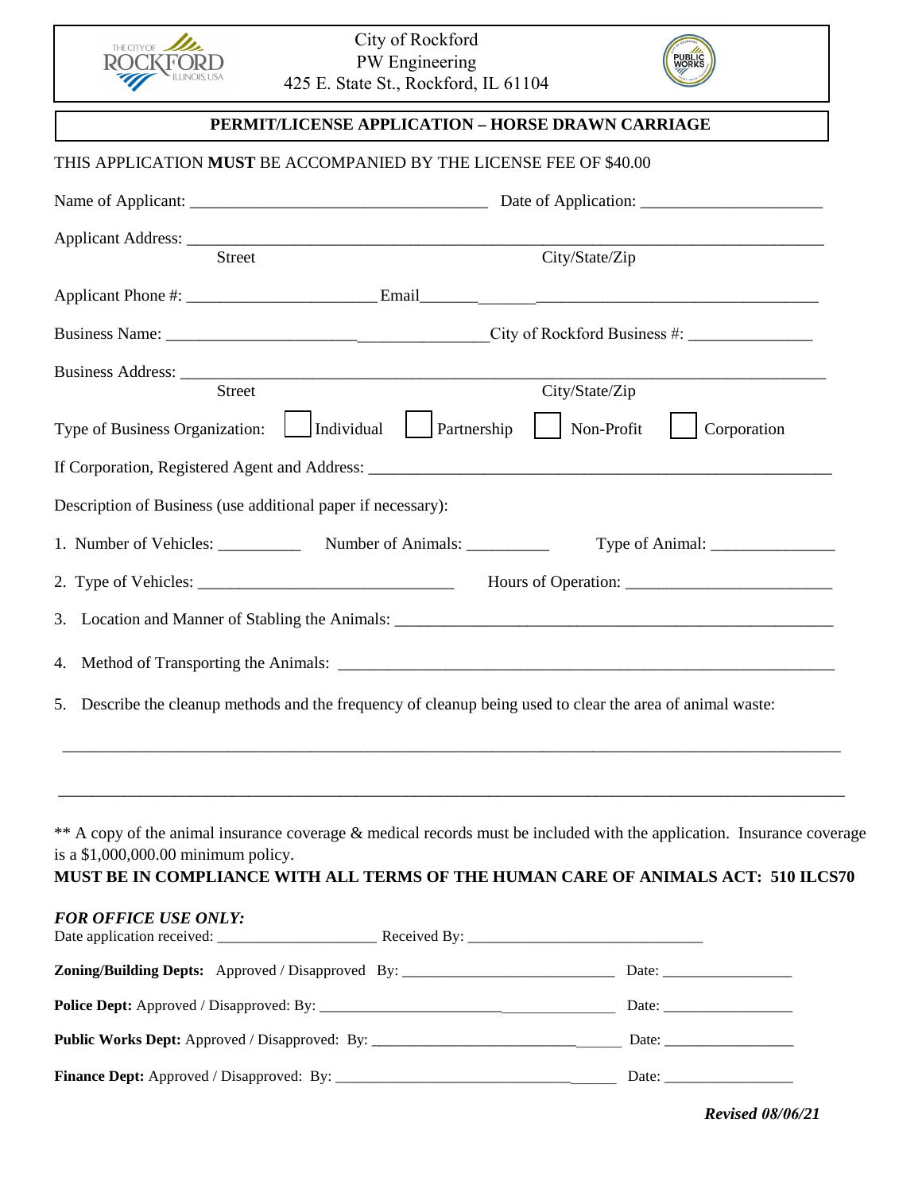City of Rockford
PW Engineering
425 E. State St., Rockford, IL 61104

**PERMIT/LICENSE APPLICATION – HORSE DRAWN CARRIAGE**

THIS APPLICATION **MUST** BE ACCOMPANIED BY THE LICENSE FEE OF $40.00

Name of Applicant: ___________________________________ Date of Application: _____________________

Applicant Address: ___________________________________________________________________________
Street City/State/Zip

Applicant Phone #: ______________________ Email______________________________________________

Business Name: ______________________________________City of Rockford Business #: _______________

Business Address: ____________________________________________________________________________
Street City/State/Zip

Type of Business Organization: ☐ Individual ☐ Partnership ☐ Non-Profit ☐ Corporation

If Corporation, Registered Agent and Address: _____________________________________________________

Description of Business (use additional paper if necessary):

1. Number of Vehicles: __________ Number of Animals: __________ Type of Animal: _______________
2. Type of Vehicles: ______________________________ Hours of Operation: ________________________
3. Location and Manner of Stabling the Animals: ____________________________________________________
4. Method of Transporting the Animals: __________________________________________________________
5. Describe the cleanup methods and the frequency of cleanup being used to clear the area of animal waste:

______________________________________________________________________________________________

______________________________________________________________________________________________

** A copy of the animal insurance coverage & medical records must be included with the application. Insurance coverage is a $1,000,000.00 minimum policy.

**MUST BE IN COMPLIANCE WITH ALL TERMS OF THE HUMAN CARE OF ANIMALS ACT: 510 ILCS70**

***FOR OFFICE USE ONLY:***

Date application received: ____________________ Received By: ______________________________

**Zoning/Building Depts:** Approved / Disapproved By: ___________________________ Date: ________________

**Police Dept:** Approved / Disapproved: By: ______________________________________ Date: ________________

**Public Works Dept:** Approved / Disapproved: By: _________________________________ Date: ________________

**Finance Dept:** Approved / Disapproved: By: ______________________________________ Date: ________________

***Revised 08/06/21***